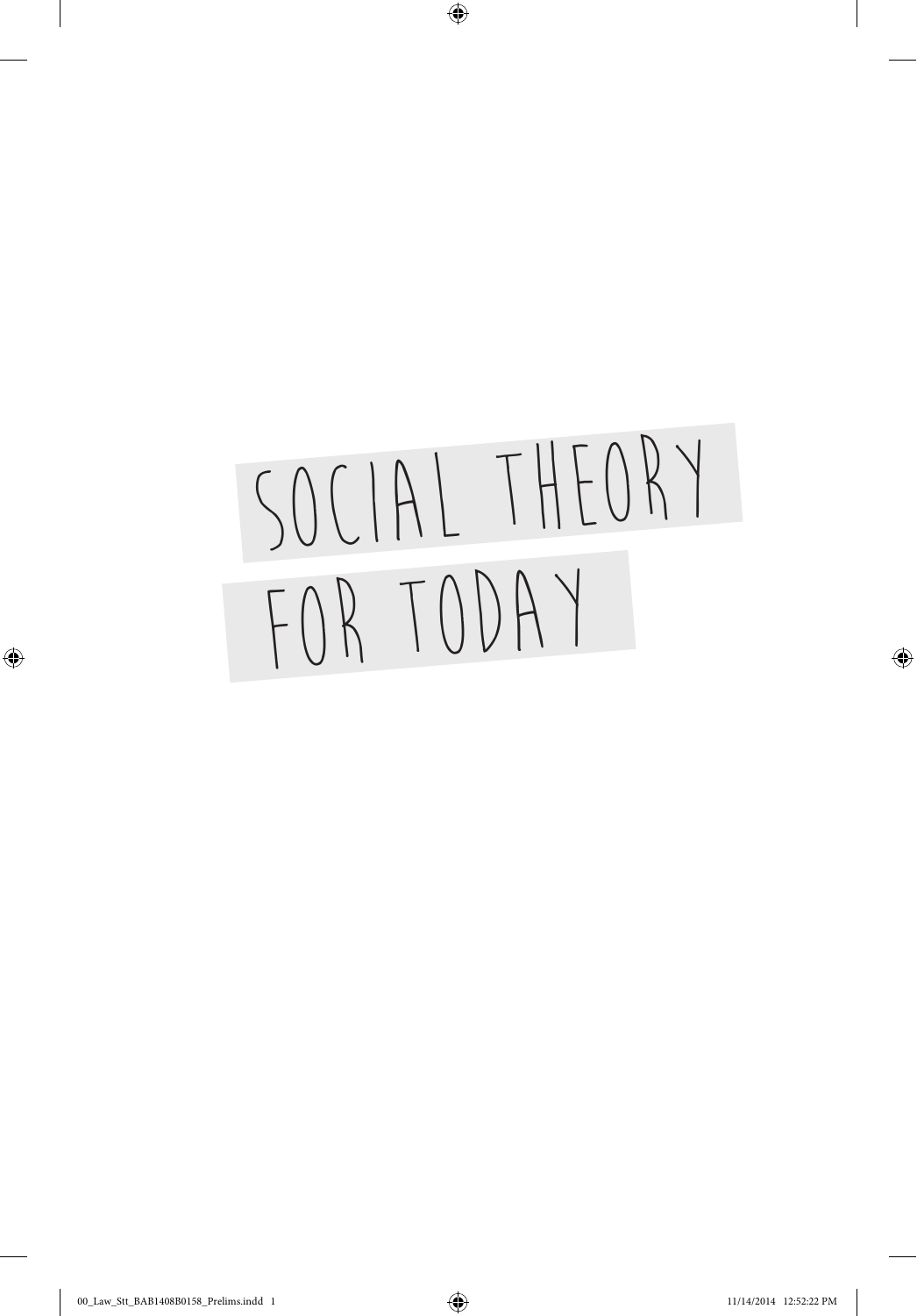# SOCIAL THEORY FOR TODAY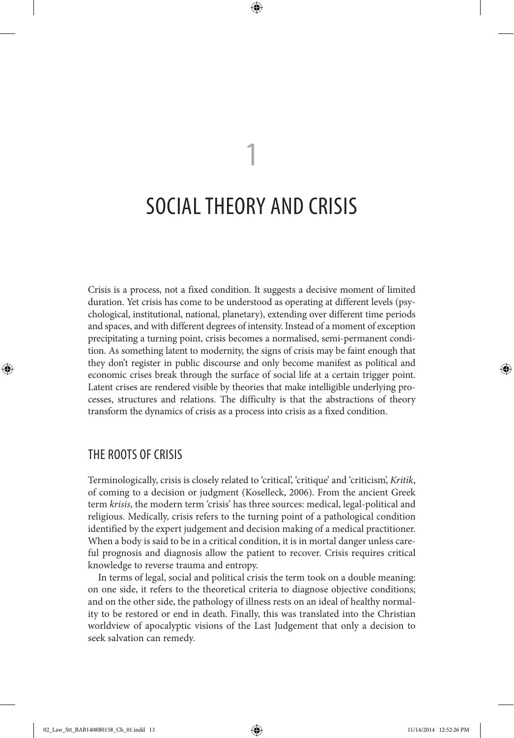# 1

# SOCIAL THEORY AND CRISIS

Crisis is a process, not a fixed condition. It suggests a decisive moment of limited duration. Yet crisis has come to be understood as operating at different levels (psychological, institutional, national, planetary), extending over different time periods and spaces, and with different degrees of intensity. Instead of a moment of exception precipitating a turning point, crisis becomes a normalised, semi-permanent condition. As something latent to modernity, the signs of crisis may be faint enough that they don't register in public discourse and only become manifest as political and economic crises break through the surface of social life at a certain trigger point. Latent crises are rendered visible by theories that make intelligible underlying processes, structures and relations. The difficulty is that the abstractions of theory transform the dynamics of crisis as a process into crisis as a fixed condition.

## THE ROOTS OF CRISIS

Terminologically, crisis is closely related to 'critical', 'critique' and 'criticism', *Kritik*, of coming to a decision or judgment (Koselleck, 2006). From the ancient Greek term *krisis*, the modern term 'crisis' has three sources: medical, legal-political and religious. Medically, crisis refers to the turning point of a pathological condition identified by the expert judgement and decision making of a medical practitioner. When a body is said to be in a critical condition, it is in mortal danger unless careful prognosis and diagnosis allow the patient to recover. Crisis requires critical knowledge to reverse trauma and entropy.

In terms of legal, social and political crisis the term took on a double meaning: on one side, it refers to the theoretical criteria to diagnose objective conditions; and on the other side, the pathology of illness rests on an ideal of healthy normality to be restored or end in death. Finally, this was translated into the Christian worldview of apocalyptic visions of the Last Judgement that only a decision to seek salvation can remedy.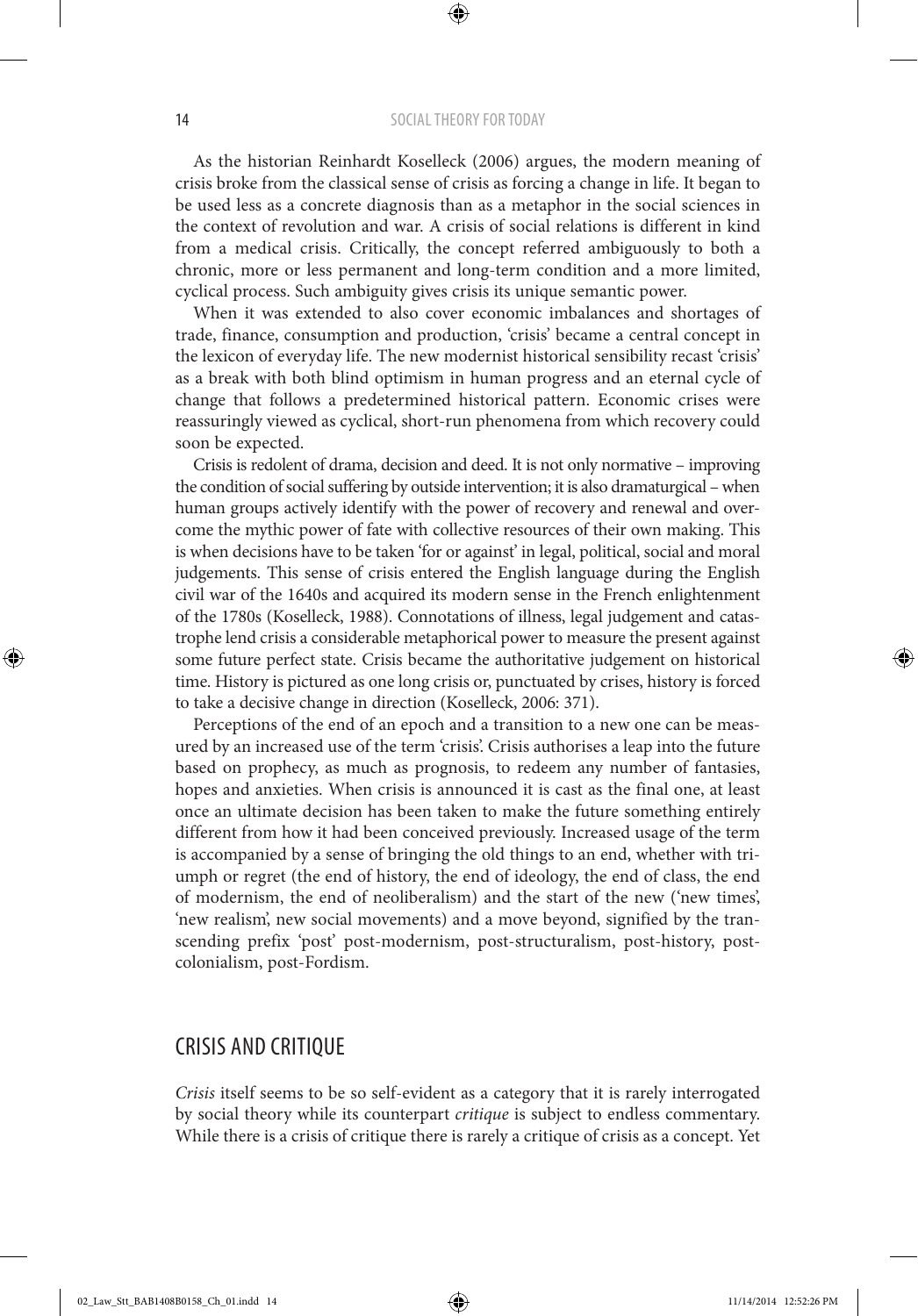As the historian Reinhardt Koselleck (2006) argues, the modern meaning of crisis broke from the classical sense of crisis as forcing a change in life. It began to be used less as a concrete diagnosis than as a metaphor in the social sciences in the context of revolution and war. A crisis of social relations is different in kind from a medical crisis. Critically, the concept referred ambiguously to both a chronic, more or less permanent and long-term condition and a more limited, cyclical process. Such ambiguity gives crisis its unique semantic power.

When it was extended to also cover economic imbalances and shortages of trade, finance, consumption and production, 'crisis' became a central concept in the lexicon of everyday life. The new modernist historical sensibility recast 'crisis' as a break with both blind optimism in human progress and an eternal cycle of change that follows a predetermined historical pattern. Economic crises were reassuringly viewed as cyclical, short-run phenomena from which recovery could soon be expected.

Crisis is redolent of drama, decision and deed. It is not only normative – improving the condition of social suffering by outside intervention; it is also dramaturgical – when human groups actively identify with the power of recovery and renewal and overcome the mythic power of fate with collective resources of their own making. This is when decisions have to be taken 'for or against' in legal, political, social and moral judgements. This sense of crisis entered the English language during the English civil war of the 1640s and acquired its modern sense in the French enlightenment of the 1780s (Koselleck, 1988). Connotations of illness, legal judgement and catastrophe lend crisis a considerable metaphorical power to measure the present against some future perfect state. Crisis became the authoritative judgement on historical time. History is pictured as one long crisis or, punctuated by crises, history is forced to take a decisive change in direction (Koselleck, 2006: 371).

Perceptions of the end of an epoch and a transition to a new one can be measured by an increased use of the term 'crisis'. Crisis authorises a leap into the future based on prophecy, as much as prognosis, to redeem any number of fantasies, hopes and anxieties. When crisis is announced it is cast as the final one, at least once an ultimate decision has been taken to make the future something entirely different from how it had been conceived previously. Increased usage of the term is accompanied by a sense of bringing the old things to an end, whether with triumph or regret (the end of history, the end of ideology, the end of class, the end of modernism, the end of neoliberalism) and the start of the new ('new times', 'new realism', new social movements) and a move beyond, signified by the transcending prefix 'post' post-modernism, post-structuralism, post-history, post-colonialism, post-Fordism.

## CRISIS AND CRITIQUE

*Crisis* itself seems to be so self-evident as a category that it is rarely interrogated by social theory while its counterpart *critique* is subject to endless commentary. While there is a crisis of critique there is rarely a critique of crisis as a concept. Yet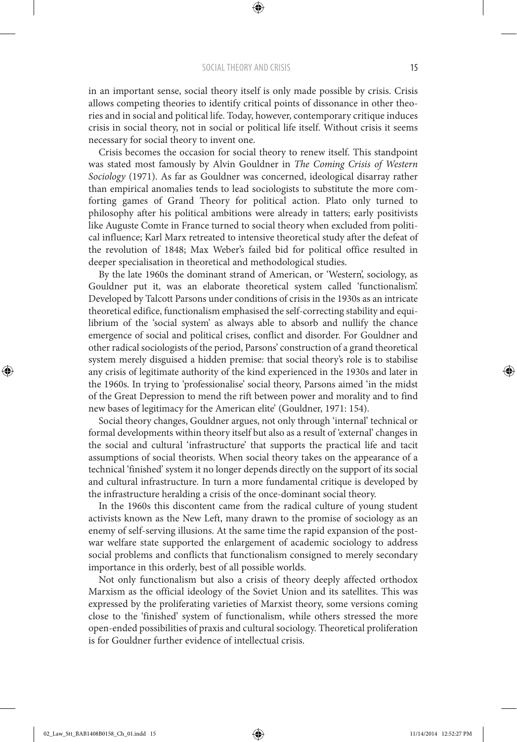in an important sense, social theory itself is only made possible by crisis. Crisis allows competing theories to identify critical points of dissonance in other theories and in social and political life. Today, however, contemporary critique induces crisis in social theory, not in social or political life itself. Without crisis it seems necessary for social theory to invent one.

Crisis becomes the occasion for social theory to renew itself. This standpoint was stated most famously by Alvin Gouldner in *The Coming Crisis of Western Sociology* (1971). As far as Gouldner was concerned, ideological disarray rather than empirical anomalies tends to lead sociologists to substitute the more comforting games of Grand Theory for political action. Plato only turned to philosophy after his political ambitions were already in tatters; early positivists like Auguste Comte in France turned to social theory when excluded from political influence; Karl Marx retreated to intensive theoretical study after the defeat of the revolution of 1848; Max Weber's failed bid for political office resulted in deeper specialisation in theoretical and methodological studies.

By the late 1960s the dominant strand of American, or 'Western', sociology, as Gouldner put it, was an elaborate theoretical system called 'functionalism'. Developed by Talcott Parsons under conditions of crisis in the 1930s as an intricate theoretical edifice, functionalism emphasised the self-correcting stability and equilibrium of the 'social system' as always able to absorb and nullify the chance emergence of social and political crises, conflict and disorder. For Gouldner and other radical sociologists of the period, Parsons' construction of a grand theoretical system merely disguised a hidden premise: that social theory's role is to stabilise any crisis of legitimate authority of the kind experienced in the 1930s and later in the 1960s. In trying to 'professionalise' social theory, Parsons aimed 'in the midst of the Great Depression to mend the rift between power and morality and to find new bases of legitimacy for the American elite' (Gouldner, 1971: 154).

Social theory changes, Gouldner argues, not only through 'internal' technical or formal developments within theory itself but also as a result of 'external' changes in the social and cultural 'infrastructure' that supports the practical life and tacit assumptions of social theorists. When social theory takes on the appearance of a technical 'finished' system it no longer depends directly on the support of its social and cultural infrastructure. In turn a more fundamental critique is developed by the infrastructure heralding a crisis of the once-dominant social theory.

In the 1960s this discontent came from the radical culture of young student activists known as the New Left, many drawn to the promise of sociology as an enemy of self-serving illusions. At the same time the rapid expansion of the post-war welfare state supported the enlargement of academic sociology to address social problems and conflicts that functionalism consigned to merely secondary importance in this orderly, best of all possible worlds.

Not only functionalism but also a crisis of theory deeply affected orthodox Marxism as the official ideology of the Soviet Union and its satellites. This was expressed by the proliferating varieties of Marxist theory, some versions coming close to the 'finished' system of functionalism, while others stressed the more open-ended possibilities of praxis and cultural sociology. Theoretical proliferation is for Gouldner further evidence of intellectual crisis.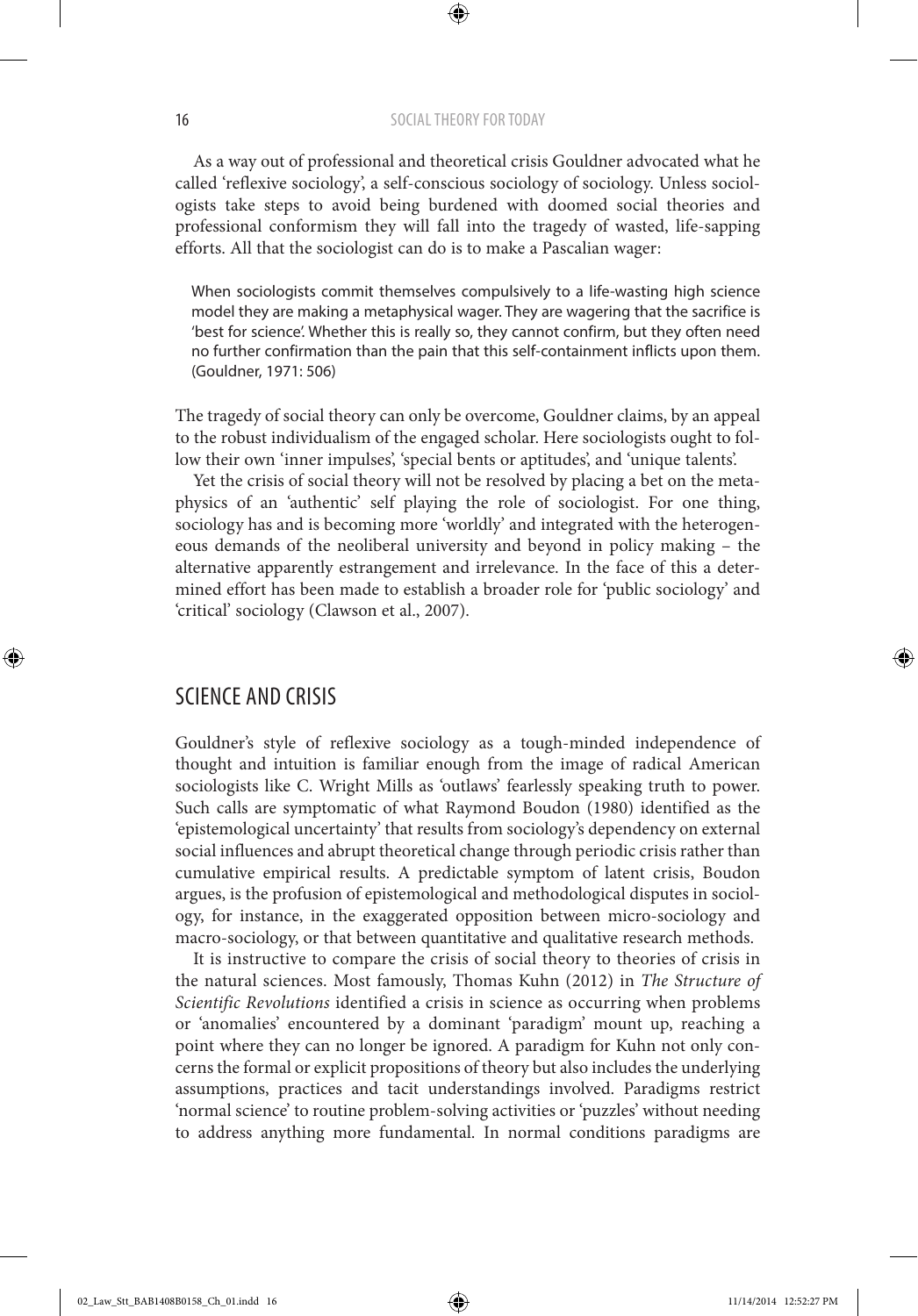As a way out of professional and theoretical crisis Gouldner advocated what he called 'reflexive sociology', a self-conscious sociology of sociology. Unless sociologists take steps to avoid being burdened with doomed social theories and professional conformism they will fall into the tragedy of wasted, life-sapping efforts. All that the sociologist can do is to make a Pascalian wager:

> When sociologists commit themselves compulsively to a life-wasting high science model they are making a metaphysical wager. They are wagering that the sacrifice is 'best for science'. Whether this is really so, they cannot confirm, but they often need no further confirmation than the pain that this self-containment inflicts upon them. (Gouldner, 1971: 506)

The tragedy of social theory can only be overcome, Gouldner claims, by an appeal to the robust individualism of the engaged scholar. Here sociologists ought to follow their own 'inner impulses', 'special bents or aptitudes', and 'unique talents'.

Yet the crisis of social theory will not be resolved by placing a bet on the metaphysics of an 'authentic' self playing the role of sociologist. For one thing, sociology has and is becoming more 'worldly' and integrated with the heterogeneous demands of the neoliberal university and beyond in policy making – the alternative apparently estrangement and irrelevance. In the face of this a determined effort has been made to establish a broader role for 'public sociology' and 'critical' sociology (Clawson et al., 2007).

## SCIENCE AND CRISIS

Gouldner's style of reflexive sociology as a tough-minded independence of thought and intuition is familiar enough from the image of radical American sociologists like C. Wright Mills as 'outlaws' fearlessly speaking truth to power. Such calls are symptomatic of what Raymond Boudon (1980) identified as the 'epistemological uncertainty' that results from sociology's dependency on external social influences and abrupt theoretical change through periodic crisis rather than cumulative empirical results. A predictable symptom of latent crisis, Boudon argues, is the profusion of epistemological and methodological disputes in sociology, for instance, in the exaggerated opposition between micro-sociology and macro-sociology, or that between quantitative and qualitative research methods.

It is instructive to compare the crisis of social theory to theories of crisis in the natural sciences. Most famously, Thomas Kuhn (2012) in *The Structure of Scientific Revolutions* identified a crisis in science as occurring when problems or 'anomalies' encountered by a dominant 'paradigm' mount up, reaching a point where they can no longer be ignored. A paradigm for Kuhn not only concerns the formal or explicit propositions of theory but also includes the underlying assumptions, practices and tacit understandings involved. Paradigms restrict 'normal science' to routine problem-solving activities or 'puzzles' without needing to address anything more fundamental. In normal conditions paradigms are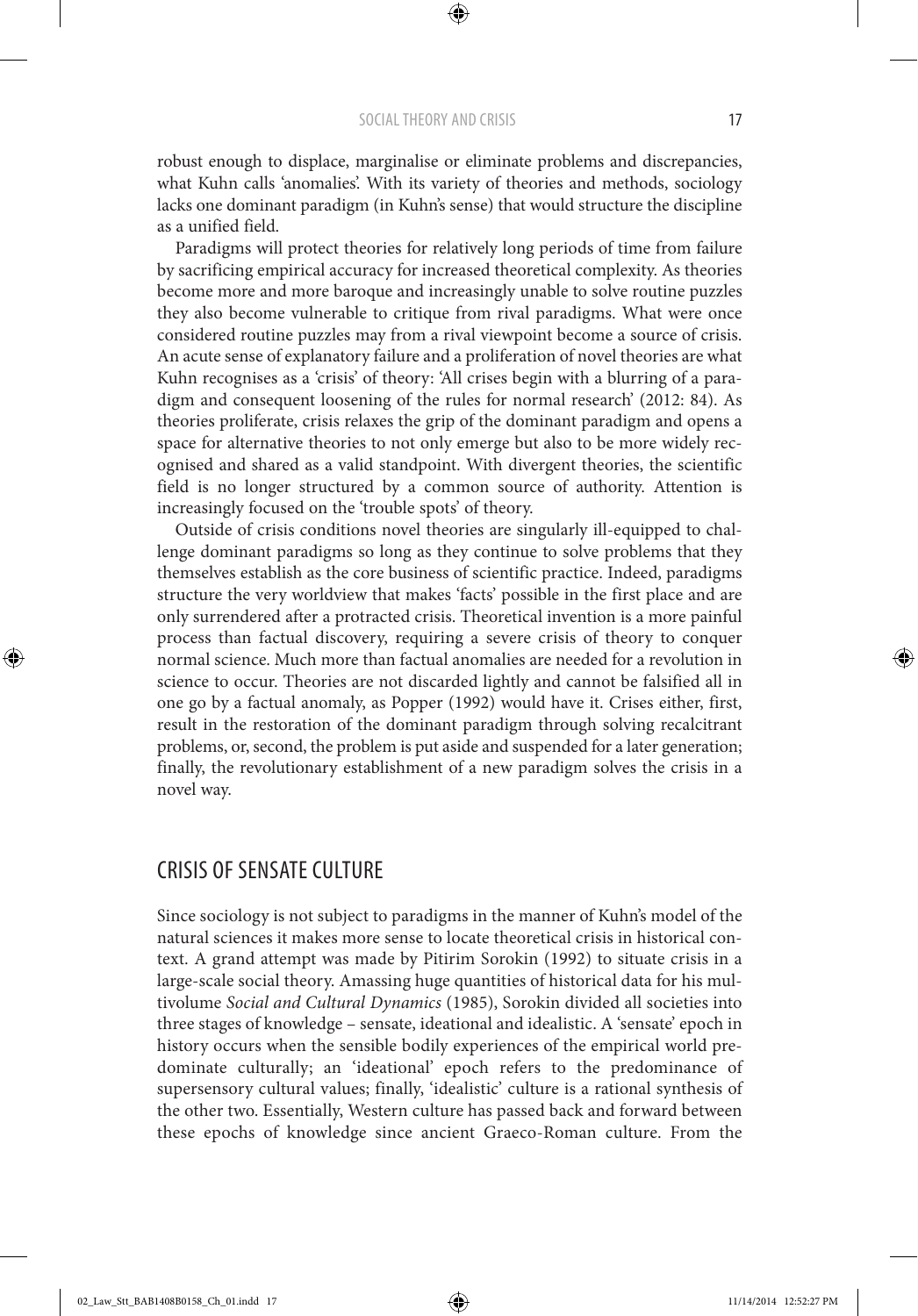robust enough to displace, marginalise or eliminate problems and discrepancies, what Kuhn calls 'anomalies'. With its variety of theories and methods, sociology lacks one dominant paradigm (in Kuhn's sense) that would structure the discipline as a unified field.

Paradigms will protect theories for relatively long periods of time from failure by sacrificing empirical accuracy for increased theoretical complexity. As theories become more and more baroque and increasingly unable to solve routine puzzles they also become vulnerable to critique from rival paradigms. What were once considered routine puzzles may from a rival viewpoint become a source of crisis. An acute sense of explanatory failure and a proliferation of novel theories are what Kuhn recognises as a 'crisis' of theory: 'All crises begin with a blurring of a paradigm and consequent loosening of the rules for normal research' (2012: 84). As theories proliferate, crisis relaxes the grip of the dominant paradigm and opens a space for alternative theories to not only emerge but also to be more widely recognised and shared as a valid standpoint. With divergent theories, the scientific field is no longer structured by a common source of authority. Attention is increasingly focused on the 'trouble spots' of theory.

Outside of crisis conditions novel theories are singularly ill-equipped to challenge dominant paradigms so long as they continue to solve problems that they themselves establish as the core business of scientific practice. Indeed, paradigms structure the very worldview that makes 'facts' possible in the first place and are only surrendered after a protracted crisis. Theoretical invention is a more painful process than factual discovery, requiring a severe crisis of theory to conquer normal science. Much more than factual anomalies are needed for a revolution in science to occur. Theories are not discarded lightly and cannot be falsified all in one go by a factual anomaly, as Popper (1992) would have it. Crises either, first, result in the restoration of the dominant paradigm through solving recalcitrant problems, or, second, the problem is put aside and suspended for a later generation; finally, the revolutionary establishment of a new paradigm solves the crisis in a novel way.

## CRISIS OF SENSATE CULTURE

Since sociology is not subject to paradigms in the manner of Kuhn's model of the natural sciences it makes more sense to locate theoretical crisis in historical context. A grand attempt was made by Pitirim Sorokin (1992) to situate crisis in a large-scale social theory. Amassing huge quantities of historical data for his multivolume *Social and Cultural Dynamics* (1985), Sorokin divided all societies into three stages of knowledge – sensate, ideational and idealistic. A 'sensate' epoch in history occurs when the sensible bodily experiences of the empirical world predominate culturally; an 'ideational' epoch refers to the predominance of supersensory cultural values; finally, 'idealistic' culture is a rational synthesis of the other two. Essentially, Western culture has passed back and forward between these epochs of knowledge since ancient Graeco-Roman culture. From the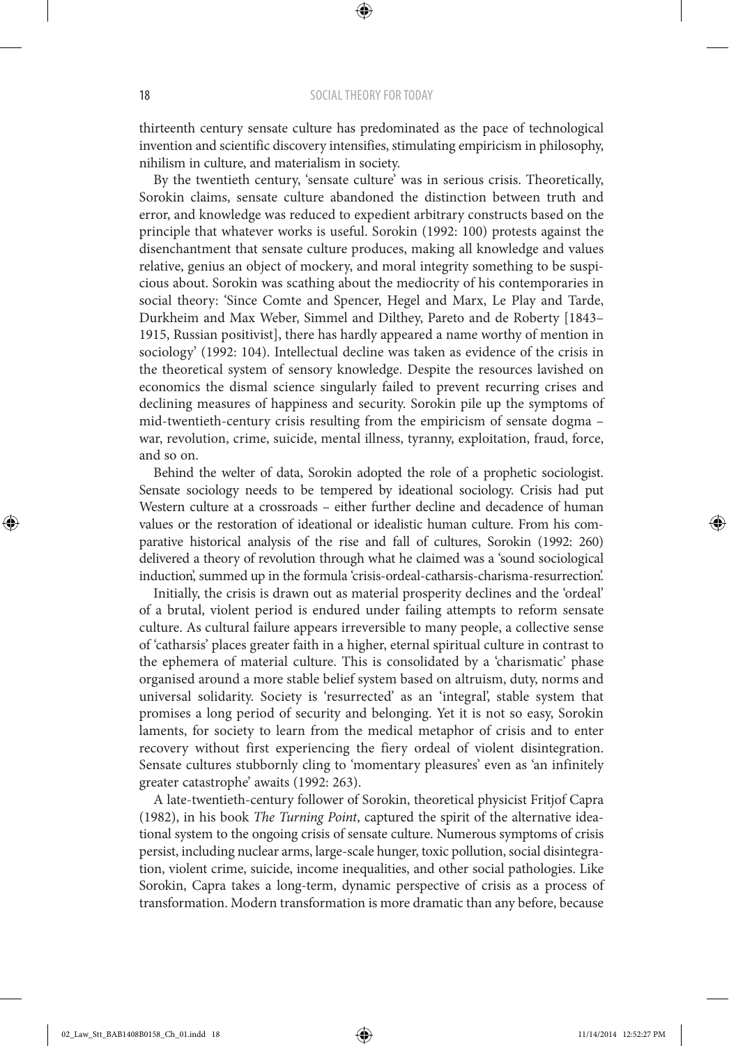thirteenth century sensate culture has predominated as the pace of technological invention and scientific discovery intensifies, stimulating empiricism in philosophy, nihilism in culture, and materialism in society.

By the twentieth century, 'sensate culture' was in serious crisis. Theoretically, Sorokin claims, sensate culture abandoned the distinction between truth and error, and knowledge was reduced to expedient arbitrary constructs based on the principle that whatever works is useful. Sorokin (1992: 100) protests against the disenchantment that sensate culture produces, making all knowledge and values relative, genius an object of mockery, and moral integrity something to be suspicious about. Sorokin was scathing about the mediocrity of his contemporaries in social theory: 'Since Comte and Spencer, Hegel and Marx, Le Play and Tarde, Durkheim and Max Weber, Simmel and Dilthey, Pareto and de Roberty [1843–1915, Russian positivist], there has hardly appeared a name worthy of mention in sociology' (1992: 104). Intellectual decline was taken as evidence of the crisis in the theoretical system of sensory knowledge. Despite the resources lavished on economics the dismal science singularly failed to prevent recurring crises and declining measures of happiness and security. Sorokin pile up the symptoms of mid-twentieth-century crisis resulting from the empiricism of sensate dogma – war, revolution, crime, suicide, mental illness, tyranny, exploitation, fraud, force, and so on.

Behind the welter of data, Sorokin adopted the role of a prophetic sociologist. Sensate sociology needs to be tempered by ideational sociology. Crisis had put Western culture at a crossroads – either further decline and decadence of human values or the restoration of ideational or idealistic human culture. From his comparative historical analysis of the rise and fall of cultures, Sorokin (1992: 260) delivered a theory of revolution through what he claimed was a 'sound sociological induction', summed up in the formula 'crisis-ordeal-catharsis-charisma-resurrection'.

Initially, the crisis is drawn out as material prosperity declines and the 'ordeal' of a brutal, violent period is endured under failing attempts to reform sensate culture. As cultural failure appears irreversible to many people, a collective sense of 'catharsis' places greater faith in a higher, eternal spiritual culture in contrast to the ephemera of material culture. This is consolidated by a 'charismatic' phase organised around a more stable belief system based on altruism, duty, norms and universal solidarity. Society is 'resurrected' as an 'integral', stable system that promises a long period of security and belonging. Yet it is not so easy, Sorokin laments, for society to learn from the medical metaphor of crisis and to enter recovery without first experiencing the fiery ordeal of violent disintegration. Sensate cultures stubbornly cling to 'momentary pleasures' even as 'an infinitely greater catastrophe' awaits (1992: 263).

A late-twentieth-century follower of Sorokin, theoretical physicist Fritjof Capra (1982), in his book *The Turning Point*, captured the spirit of the alternative ideational system to the ongoing crisis of sensate culture. Numerous symptoms of crisis persist, including nuclear arms, large-scale hunger, toxic pollution, social disintegration, violent crime, suicide, income inequalities, and other social pathologies. Like Sorokin, Capra takes a long-term, dynamic perspective of crisis as a process of transformation. Modern transformation is more dramatic than any before, because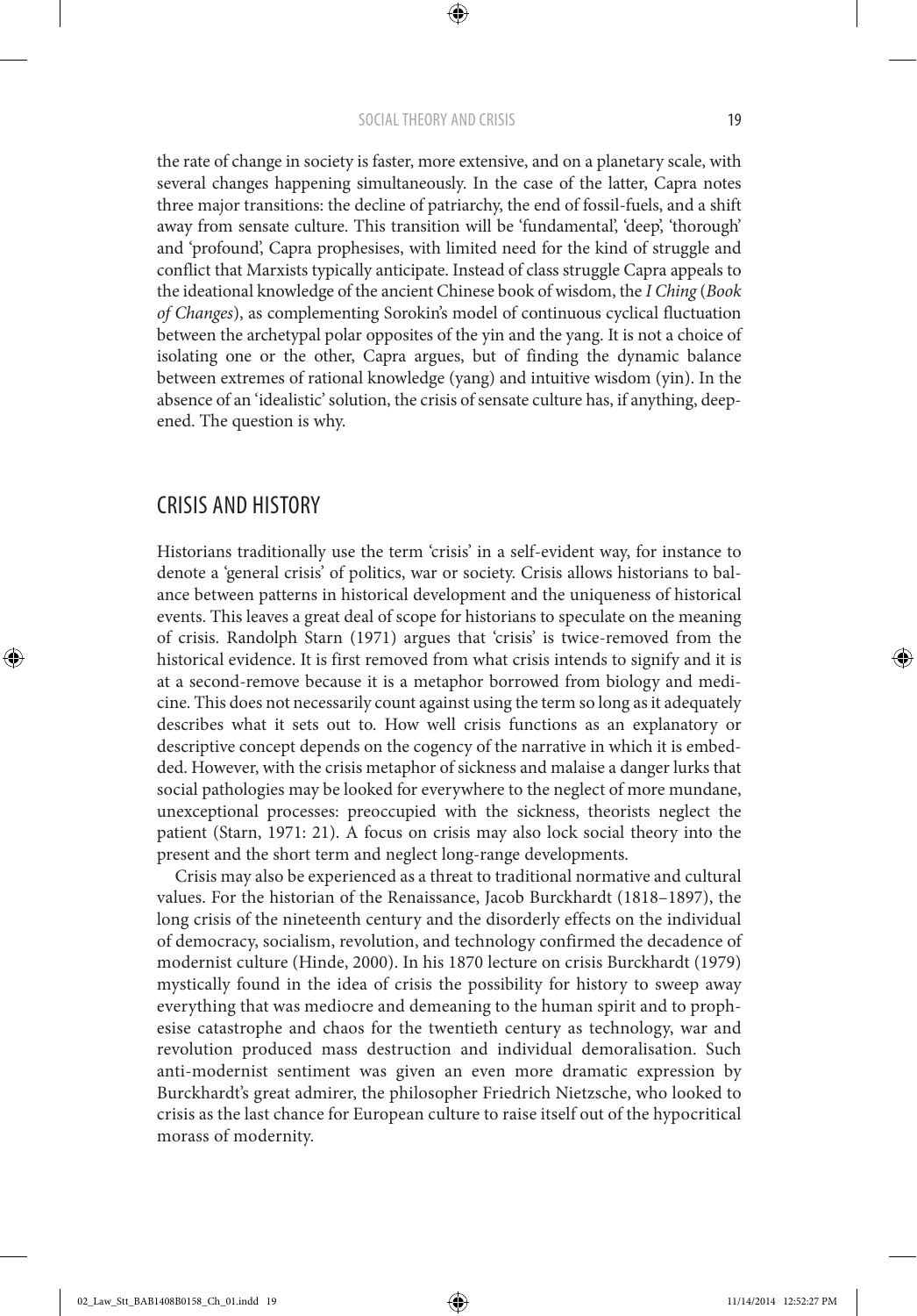the rate of change in society is faster, more extensive, and on a planetary scale, with several changes happening simultaneously. In the case of the latter, Capra notes three major transitions: the decline of patriarchy, the end of fossil-fuels, and a shift away from sensate culture. This transition will be 'fundamental', 'deep', 'thorough' and 'profound', Capra prophesises, with limited need for the kind of struggle and conflict that Marxists typically anticipate. Instead of class struggle Capra appeals to the ideational knowledge of the ancient Chinese book of wisdom, the *I Ching* (*Book of Changes*), as complementing Sorokin's model of continuous cyclical fluctuation between the archetypal polar opposites of the yin and the yang. It is not a choice of isolating one or the other, Capra argues, but of finding the dynamic balance between extremes of rational knowledge (yang) and intuitive wisdom (yin). In the absence of an 'idealistic' solution, the crisis of sensate culture has, if anything, deepened. The question is why.

## CRISIS AND HISTORY

Historians traditionally use the term 'crisis' in a self-evident way, for instance to denote a 'general crisis' of politics, war or society. Crisis allows historians to balance between patterns in historical development and the uniqueness of historical events. This leaves a great deal of scope for historians to speculate on the meaning of crisis. Randolph Starn (1971) argues that 'crisis' is twice-removed from the historical evidence. It is first removed from what crisis intends to signify and it is at a second-remove because it is a metaphor borrowed from biology and medicine. This does not necessarily count against using the term so long as it adequately describes what it sets out to. How well crisis functions as an explanatory or descriptive concept depends on the cogency of the narrative in which it is embedded. However, with the crisis metaphor of sickness and malaise a danger lurks that social pathologies may be looked for everywhere to the neglect of more mundane, unexceptional processes: preoccupied with the sickness, theorists neglect the patient (Starn, 1971: 21). A focus on crisis may also lock social theory into the present and the short term and neglect long-range developments.

Crisis may also be experienced as a threat to traditional normative and cultural values. For the historian of the Renaissance, Jacob Burckhardt (1818–1897), the long crisis of the nineteenth century and the disorderly effects on the individual of democracy, socialism, revolution, and technology confirmed the decadence of modernist culture (Hinde, 2000). In his 1870 lecture on crisis Burckhardt (1979) mystically found in the idea of crisis the possibility for history to sweep away everything that was mediocre and demeaning to the human spirit and to prophesise catastrophe and chaos for the twentieth century as technology, war and revolution produced mass destruction and individual demoralisation. Such anti-modernist sentiment was given an even more dramatic expression by Burckhardt's great admirer, the philosopher Friedrich Nietzsche, who looked to crisis as the last chance for European culture to raise itself out of the hypocritical morass of modernity.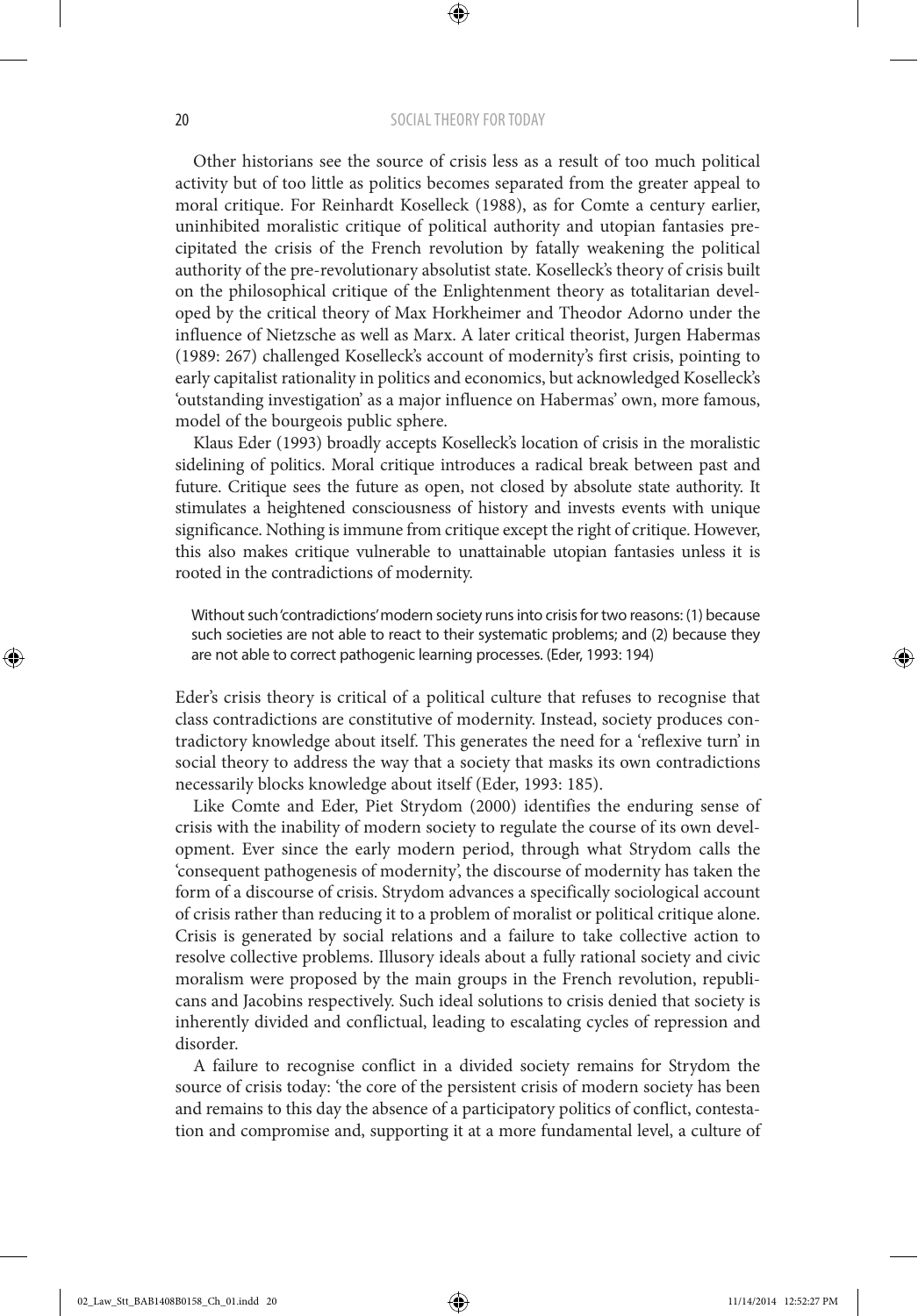Other historians see the source of crisis less as a result of too much political activity but of too little as politics becomes separated from the greater appeal to moral critique. For Reinhardt Koselleck (1988), as for Comte a century earlier, uninhibited moralistic critique of political authority and utopian fantasies precipitated the crisis of the French revolution by fatally weakening the political authority of the pre-revolutionary absolutist state. Koselleck's theory of crisis built on the philosophical critique of the Enlightenment theory as totalitarian developed by the critical theory of Max Horkheimer and Theodor Adorno under the influence of Nietzsche as well as Marx. A later critical theorist, Jurgen Habermas (1989: 267) challenged Koselleck's account of modernity's first crisis, pointing to early capitalist rationality in politics and economics, but acknowledged Koselleck's 'outstanding investigation' as a major influence on Habermas' own, more famous, model of the bourgeois public sphere.

Klaus Eder (1993) broadly accepts Koselleck's location of crisis in the moralistic sidelining of politics. Moral critique introduces a radical break between past and future. Critique sees the future as open, not closed by absolute state authority. It stimulates a heightened consciousness of history and invests events with unique significance. Nothing is immune from critique except the right of critique. However, this also makes critique vulnerable to unattainable utopian fantasies unless it is rooted in the contradictions of modernity.

> Without such 'contradictions' modern society runs into crisis for two reasons: (1) because such societies are not able to react to their systematic problems; and (2) because they are not able to correct pathogenic learning processes. (Eder, 1993: 194)

Eder's crisis theory is critical of a political culture that refuses to recognise that class contradictions are constitutive of modernity. Instead, society produces contradictory knowledge about itself. This generates the need for a 'reflexive turn' in social theory to address the way that a society that masks its own contradictions necessarily blocks knowledge about itself (Eder, 1993: 185).

Like Comte and Eder, Piet Strydom (2000) identifies the enduring sense of crisis with the inability of modern society to regulate the course of its own development. Ever since the early modern period, through what Strydom calls the 'consequent pathogenesis of modernity', the discourse of modernity has taken the form of a discourse of crisis. Strydom advances a specifically sociological account of crisis rather than reducing it to a problem of moralist or political critique alone. Crisis is generated by social relations and a failure to take collective action to resolve collective problems. Illusory ideals about a fully rational society and civic moralism were proposed by the main groups in the French revolution, republicans and Jacobins respectively. Such ideal solutions to crisis denied that society is inherently divided and conflictual, leading to escalating cycles of repression and disorder.

A failure to recognise conflict in a divided society remains for Strydom the source of crisis today: 'the core of the persistent crisis of modern society has been and remains to this day the absence of a participatory politics of conflict, contestation and compromise and, supporting it at a more fundamental level, a culture of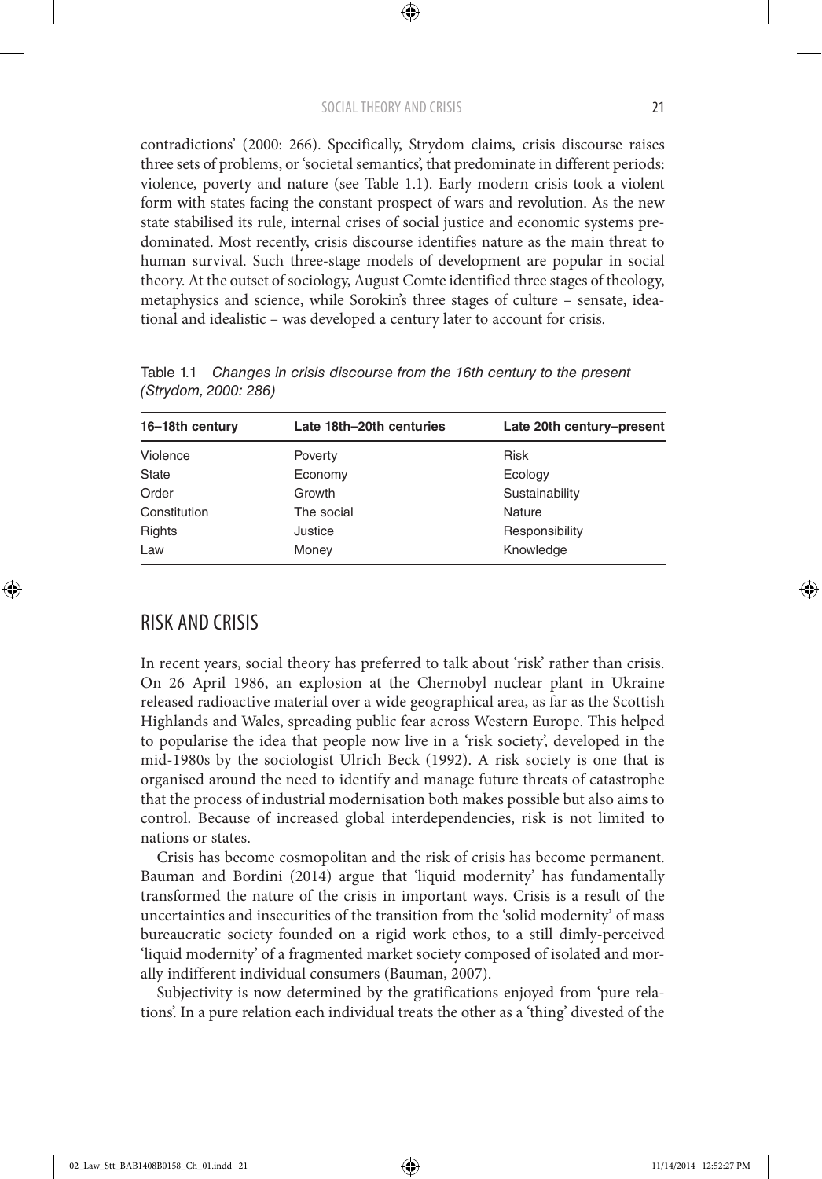contradictions' (2000: 266). Specifically, Strydom claims, crisis discourse raises three sets of problems, or 'societal semantics', that predominate in different periods: violence, poverty and nature (see Table 1.1). Early modern crisis took a violent form with states facing the constant prospect of wars and revolution. As the new state stabilised its rule, internal crises of social justice and economic systems predominated. Most recently, crisis discourse identifies nature as the main threat to human survival. Such three-stage models of development are popular in social theory. At the outset of sociology, August Comte identified three stages of theology, metaphysics and science, while Sorokin's three stages of culture – sensate, ideational and idealistic – was developed a century later to account for crisis.

Table 1.1 *Changes in crisis discourse from the 16th century to the present (Strydom, 2000: 286)*

| 16–18th century | Late 18th–20th centuries | Late 20th century–present |
|---|---|---|
| Violence | Poverty | Risk |
| State | Economy | Ecology |
| Order | Growth | Sustainability |
| Constitution | The social | Nature |
| Rights | Justice | Responsibility |
| Law | Money | Knowledge |

## RISK AND CRISIS

In recent years, social theory has preferred to talk about 'risk' rather than crisis. On 26 April 1986, an explosion at the Chernobyl nuclear plant in Ukraine released radioactive material over a wide geographical area, as far as the Scottish Highlands and Wales, spreading public fear across Western Europe. This helped to popularise the idea that people now live in a 'risk society', developed in the mid-1980s by the sociologist Ulrich Beck (1992). A risk society is one that is organised around the need to identify and manage future threats of catastrophe that the process of industrial modernisation both makes possible but also aims to control. Because of increased global interdependencies, risk is not limited to nations or states.

Crisis has become cosmopolitan and the risk of crisis has become permanent. Bauman and Bordini (2014) argue that 'liquid modernity' has fundamentally transformed the nature of the crisis in important ways. Crisis is a result of the uncertainties and insecurities of the transition from the 'solid modernity' of mass bureaucratic society founded on a rigid work ethos, to a still dimly-perceived 'liquid modernity' of a fragmented market society composed of isolated and morally indifferent individual consumers (Bauman, 2007).

Subjectivity is now determined by the gratifications enjoyed from 'pure relations'. In a pure relation each individual treats the other as a 'thing' divested of the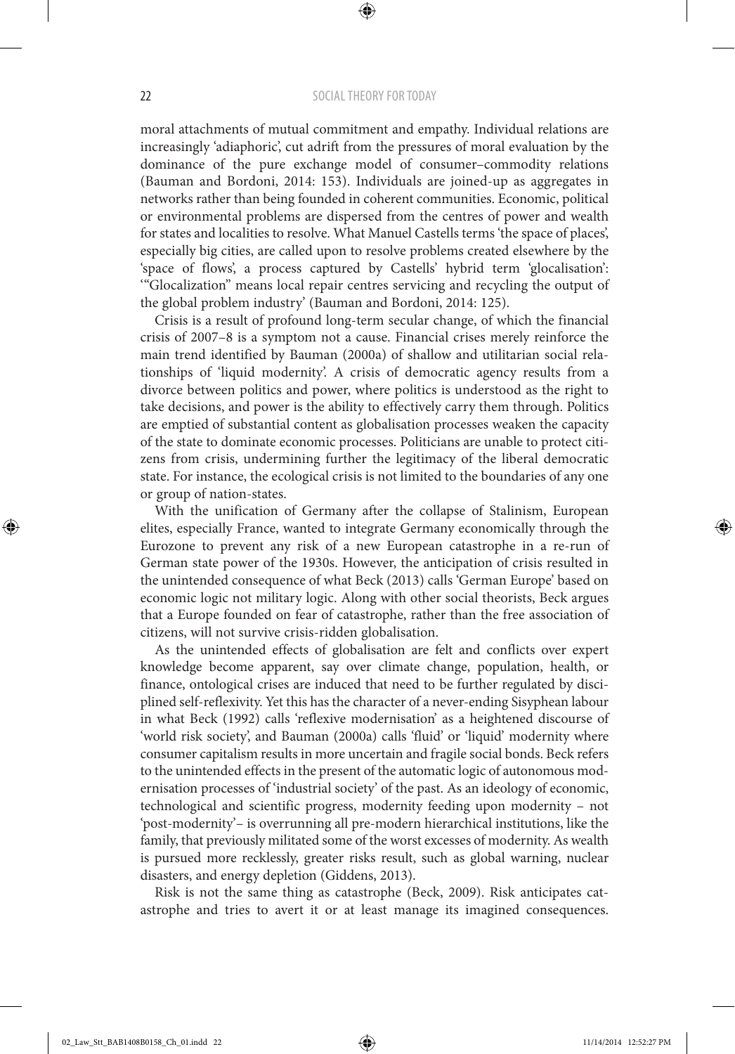moral attachments of mutual commitment and empathy. Individual relations are increasingly 'adiaphoric', cut adrift from the pressures of moral evaluation by the dominance of the pure exchange model of consumer–commodity relations (Bauman and Bordoni, 2014: 153). Individuals are joined-up as aggregates in networks rather than being founded in coherent communities. Economic, political or environmental problems are dispersed from the centres of power and wealth for states and localities to resolve. What Manuel Castells terms 'the space of places', especially big cities, are called upon to resolve problems created elsewhere by the 'space of flows', a process captured by Castells' hybrid term 'glocalisation': '"Glocalization" means local repair centres servicing and recycling the output of the global problem industry' (Bauman and Bordoni, 2014: 125).

Crisis is a result of profound long-term secular change, of which the financial crisis of 2007–8 is a symptom not a cause. Financial crises merely reinforce the main trend identified by Bauman (2000a) of shallow and utilitarian social relationships of 'liquid modernity'. A crisis of democratic agency results from a divorce between politics and power, where politics is understood as the right to take decisions, and power is the ability to effectively carry them through. Politics are emptied of substantial content as globalisation processes weaken the capacity of the state to dominate economic processes. Politicians are unable to protect citizens from crisis, undermining further the legitimacy of the liberal democratic state. For instance, the ecological crisis is not limited to the boundaries of any one or group of nation-states.

With the unification of Germany after the collapse of Stalinism, European elites, especially France, wanted to integrate Germany economically through the Eurozone to prevent any risk of a new European catastrophe in a re-run of German state power of the 1930s. However, the anticipation of crisis resulted in the unintended consequence of what Beck (2013) calls 'German Europe' based on economic logic not military logic. Along with other social theorists, Beck argues that a Europe founded on fear of catastrophe, rather than the free association of citizens, will not survive crisis-ridden globalisation.

As the unintended effects of globalisation are felt and conflicts over expert knowledge become apparent, say over climate change, population, health, or finance, ontological crises are induced that need to be further regulated by disciplined self-reflexivity. Yet this has the character of a never-ending Sisyphean labour in what Beck (1992) calls 'reflexive modernisation' as a heightened discourse of 'world risk society', and Bauman (2000a) calls 'fluid' or 'liquid' modernity where consumer capitalism results in more uncertain and fragile social bonds. Beck refers to the unintended effects in the present of the automatic logic of autonomous modernisation processes of 'industrial society' of the past. As an ideology of economic, technological and scientific progress, modernity feeding upon modernity – not 'post-modernity'– is overrunning all pre-modern hierarchical institutions, like the family, that previously militated some of the worst excesses of modernity. As wealth is pursued more recklessly, greater risks result, such as global warning, nuclear disasters, and energy depletion (Giddens, 2013).

Risk is not the same thing as catastrophe (Beck, 2009). Risk anticipates catastrophe and tries to avert it or at least manage its imagined consequences.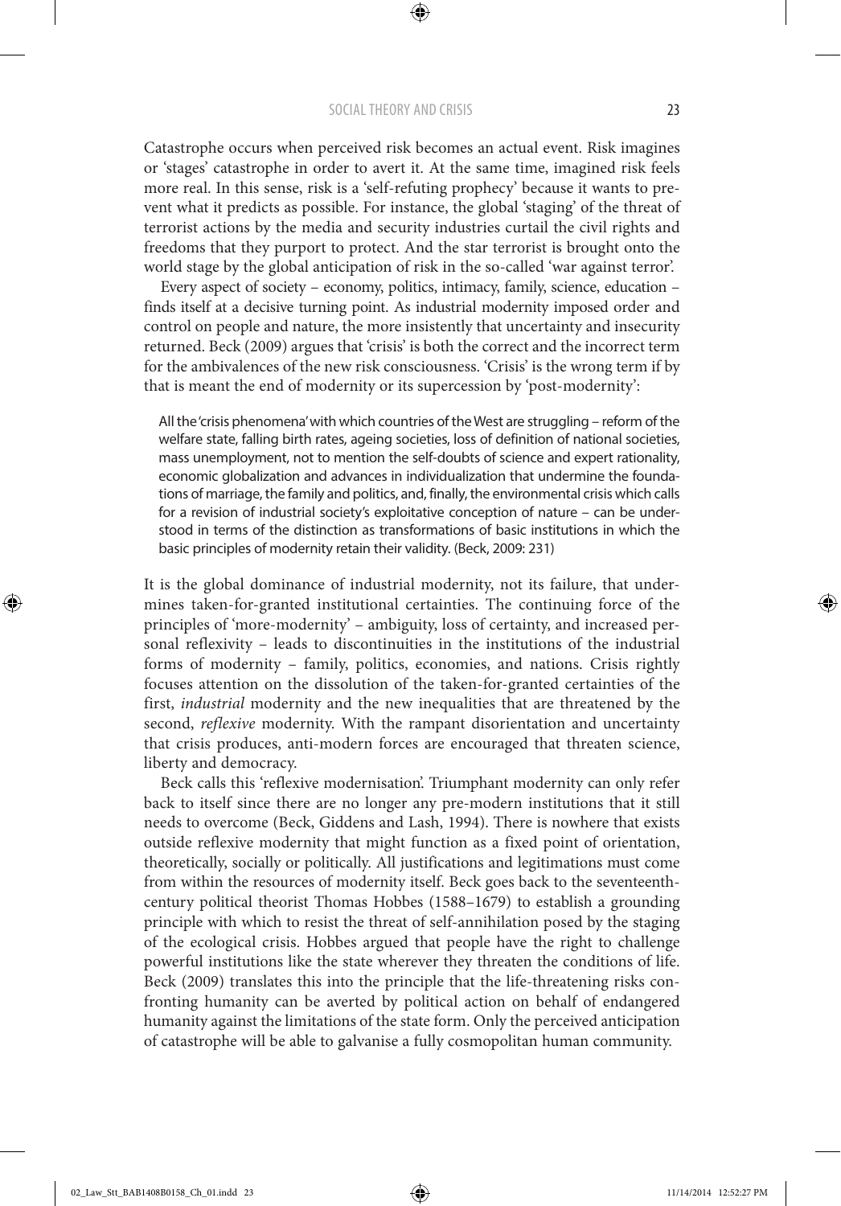Catastrophe occurs when perceived risk becomes an actual event. Risk imagines or 'stages' catastrophe in order to avert it. At the same time, imagined risk feels more real. In this sense, risk is a 'self-refuting prophecy' because it wants to prevent what it predicts as possible. For instance, the global 'staging' of the threat of terrorist actions by the media and security industries curtail the civil rights and freedoms that they purport to protect. And the star terrorist is brought onto the world stage by the global anticipation of risk in the so-called 'war against terror'.

Every aspect of society – economy, politics, intimacy, family, science, education – finds itself at a decisive turning point. As industrial modernity imposed order and control on people and nature, the more insistently that uncertainty and insecurity returned. Beck (2009) argues that 'crisis' is both the correct and the incorrect term for the ambivalences of the new risk consciousness. 'Crisis' is the wrong term if by that is meant the end of modernity or its supercession by 'post-modernity':

> All the 'crisis phenomena' with which countries of the West are struggling – reform of the welfare state, falling birth rates, ageing societies, loss of definition of national societies, mass unemployment, not to mention the self-doubts of science and expert rationality, economic globalization and advances in individualization that undermine the foundations of marriage, the family and politics, and, finally, the environmental crisis which calls for a revision of industrial society's exploitative conception of nature – can be understood in terms of the distinction as transformations of basic institutions in which the basic principles of modernity retain their validity. (Beck, 2009: 231)

It is the global dominance of industrial modernity, not its failure, that undermines taken-for-granted institutional certainties. The continuing force of the principles of 'more-modernity' – ambiguity, loss of certainty, and increased personal reflexivity – leads to discontinuities in the institutions of the industrial forms of modernity – family, politics, economies, and nations. Crisis rightly focuses attention on the dissolution of the taken-for-granted certainties of the first, *industrial* modernity and the new inequalities that are threatened by the second, *reflexive* modernity. With the rampant disorientation and uncertainty that crisis produces, anti-modern forces are encouraged that threaten science, liberty and democracy.

Beck calls this 'reflexive modernisation'. Triumphant modernity can only refer back to itself since there are no longer any pre-modern institutions that it still needs to overcome (Beck, Giddens and Lash, 1994). There is nowhere that exists outside reflexive modernity that might function as a fixed point of orientation, theoretically, socially or politically. All justifications and legitimations must come from within the resources of modernity itself. Beck goes back to the seventeenth-century political theorist Thomas Hobbes (1588–1679) to establish a grounding principle with which to resist the threat of self-annihilation posed by the staging of the ecological crisis. Hobbes argued that people have the right to challenge powerful institutions like the state wherever they threaten the conditions of life. Beck (2009) translates this into the principle that the life-threatening risks confronting humanity can be averted by political action on behalf of endangered humanity against the limitations of the state form. Only the perceived anticipation of catastrophe will be able to galvanise a fully cosmopolitan human community.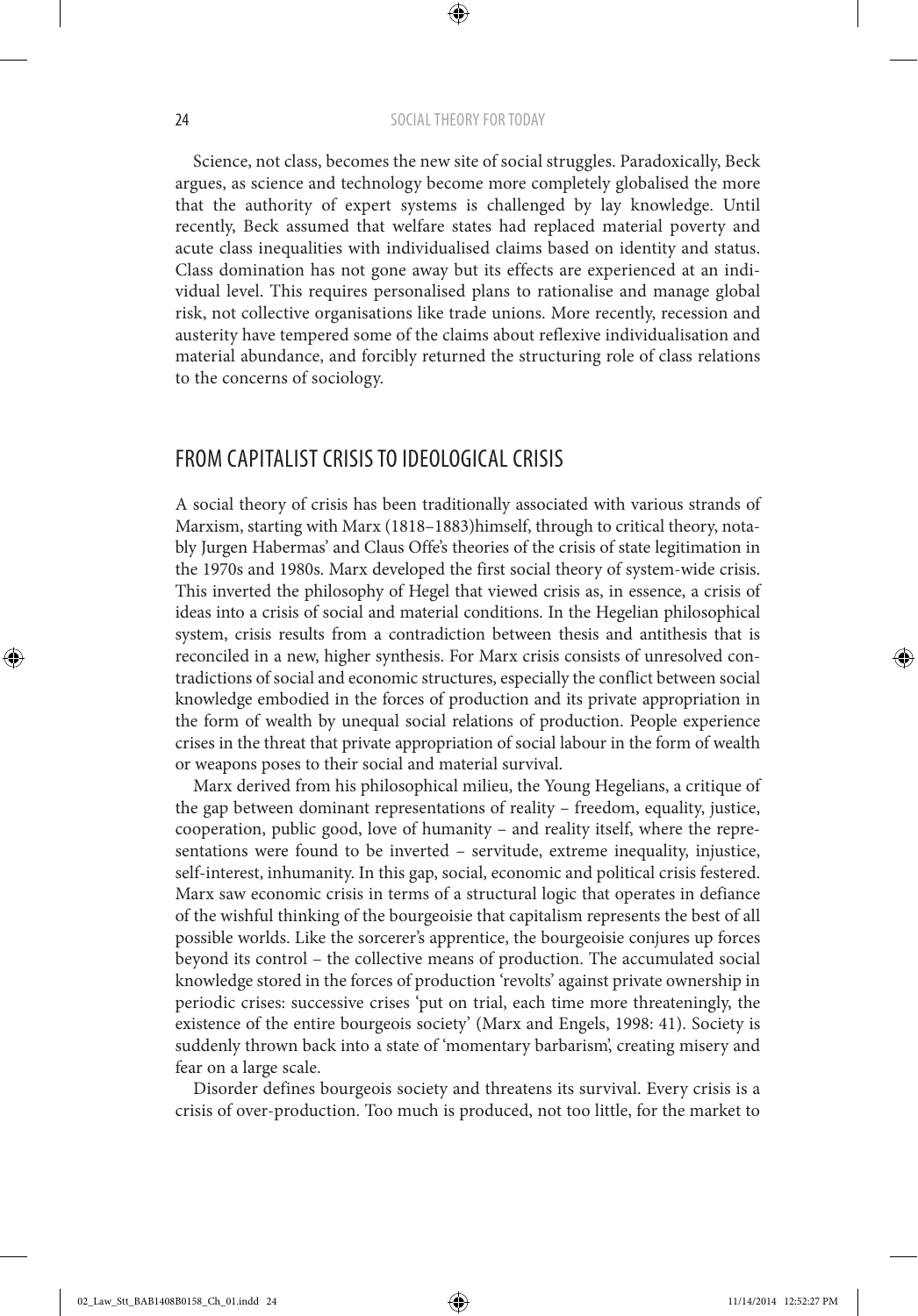Science, not class, becomes the new site of social struggles. Paradoxically, Beck argues, as science and technology become more completely globalised the more that the authority of expert systems is challenged by lay knowledge. Until recently, Beck assumed that welfare states had replaced material poverty and acute class inequalities with individualised claims based on identity and status. Class domination has not gone away but its effects are experienced at an individual level. This requires personalised plans to rationalise and manage global risk, not collective organisations like trade unions. More recently, recession and austerity have tempered some of the claims about reflexive individualisation and material abundance, and forcibly returned the structuring role of class relations to the concerns of sociology.

## FROM CAPITALIST CRISIS TO IDEOLOGICAL CRISIS

A social theory of crisis has been traditionally associated with various strands of Marxism, starting with Marx (1818–1883)himself, through to critical theory, notably Jurgen Habermas' and Claus Offe's theories of the crisis of state legitimation in the 1970s and 1980s. Marx developed the first social theory of system-wide crisis. This inverted the philosophy of Hegel that viewed crisis as, in essence, a crisis of ideas into a crisis of social and material conditions. In the Hegelian philosophical system, crisis results from a contradiction between thesis and antithesis that is reconciled in a new, higher synthesis. For Marx crisis consists of unresolved contradictions of social and economic structures, especially the conflict between social knowledge embodied in the forces of production and its private appropriation in the form of wealth by unequal social relations of production. People experience crises in the threat that private appropriation of social labour in the form of wealth or weapons poses to their social and material survival.

Marx derived from his philosophical milieu, the Young Hegelians, a critique of the gap between dominant representations of reality – freedom, equality, justice, cooperation, public good, love of humanity – and reality itself, where the representations were found to be inverted – servitude, extreme inequality, injustice, self-interest, inhumanity. In this gap, social, economic and political crisis festered. Marx saw economic crisis in terms of a structural logic that operates in defiance of the wishful thinking of the bourgeoisie that capitalism represents the best of all possible worlds. Like the sorcerer's apprentice, the bourgeoisie conjures up forces beyond its control – the collective means of production. The accumulated social knowledge stored in the forces of production 'revolts' against private ownership in periodic crises: successive crises 'put on trial, each time more threateningly, the existence of the entire bourgeois society' (Marx and Engels, 1998: 41). Society is suddenly thrown back into a state of 'momentary barbarism', creating misery and fear on a large scale.

Disorder defines bourgeois society and threatens its survival. Every crisis is a crisis of over-production. Too much is produced, not too little, for the market to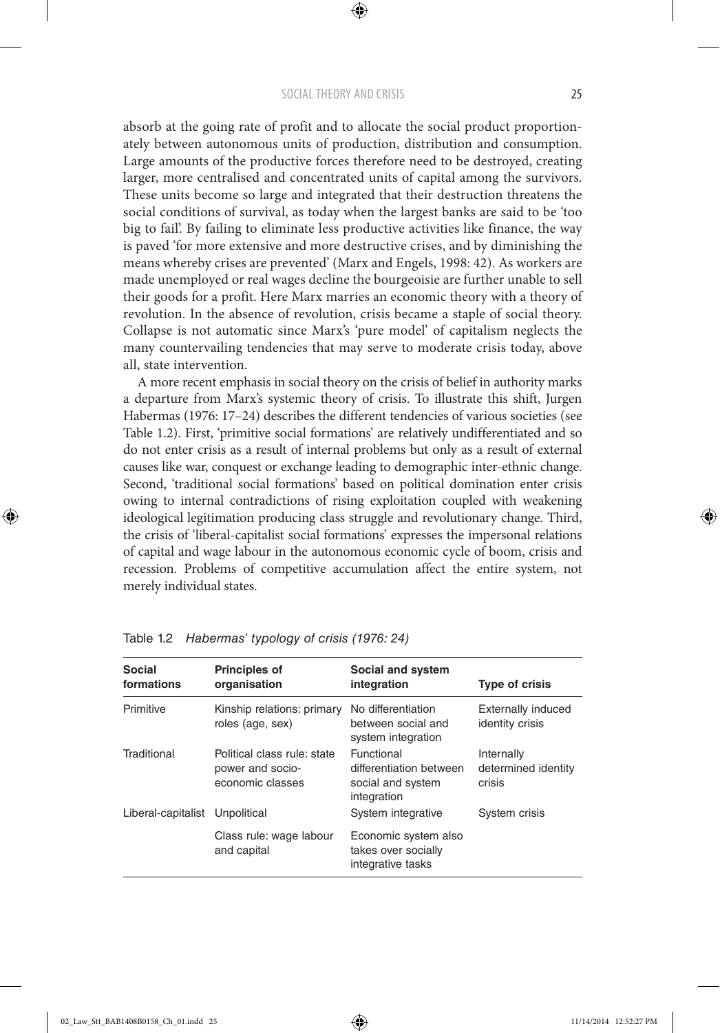absorb at the going rate of profit and to allocate the social product proportionately between autonomous units of production, distribution and consumption. Large amounts of the productive forces therefore need to be destroyed, creating larger, more centralised and concentrated units of capital among the survivors. These units become so large and integrated that their destruction threatens the social conditions of survival, as today when the largest banks are said to be 'too big to fail'. By failing to eliminate less productive activities like finance, the way is paved 'for more extensive and more destructive crises, and by diminishing the means whereby crises are prevented' (Marx and Engels, 1998: 42). As workers are made unemployed or real wages decline the bourgeoisie are further unable to sell their goods for a profit. Here Marx marries an economic theory with a theory of revolution. In the absence of revolution, crisis became a staple of social theory. Collapse is not automatic since Marx's 'pure model' of capitalism neglects the many countervailing tendencies that may serve to moderate crisis today, above all, state intervention.

A more recent emphasis in social theory on the crisis of belief in authority marks a departure from Marx's systemic theory of crisis. To illustrate this shift, Jurgen Habermas (1976: 17–24) describes the different tendencies of various societies (see Table 1.2). First, 'primitive social formations' are relatively undifferentiated and so do not enter crisis as a result of internal problems but only as a result of external causes like war, conquest or exchange leading to demographic inter-ethnic change. Second, 'traditional social formations' based on political domination enter crisis owing to internal contradictions of rising exploitation coupled with weakening ideological legitimation producing class struggle and revolutionary change. Third, the crisis of 'liberal-capitalist social formations' expresses the impersonal relations of capital and wage labour in the autonomous economic cycle of boom, crisis and recession. Problems of competitive accumulation affect the entire system, not merely individual states.

Table 1.2 *Habermas' typology of crisis (1976: 24)*

| Social formations | Principles of organisation | Social and system integration | Type of crisis |
|---|---|---|---|
| Primitive | Kinship relations: primary roles (age, sex) | No differentiation between social and system integration | Externally induced identity crisis |
| Traditional | Political class rule: state power and socio-economic classes | Functional differentiation between social and system integration | Internally determined identity crisis |
| Liberal-capitalist | Unpolitical | System integrative | System crisis |
| | Class rule: wage labour and capital | Economic system also takes over socially integrative tasks | |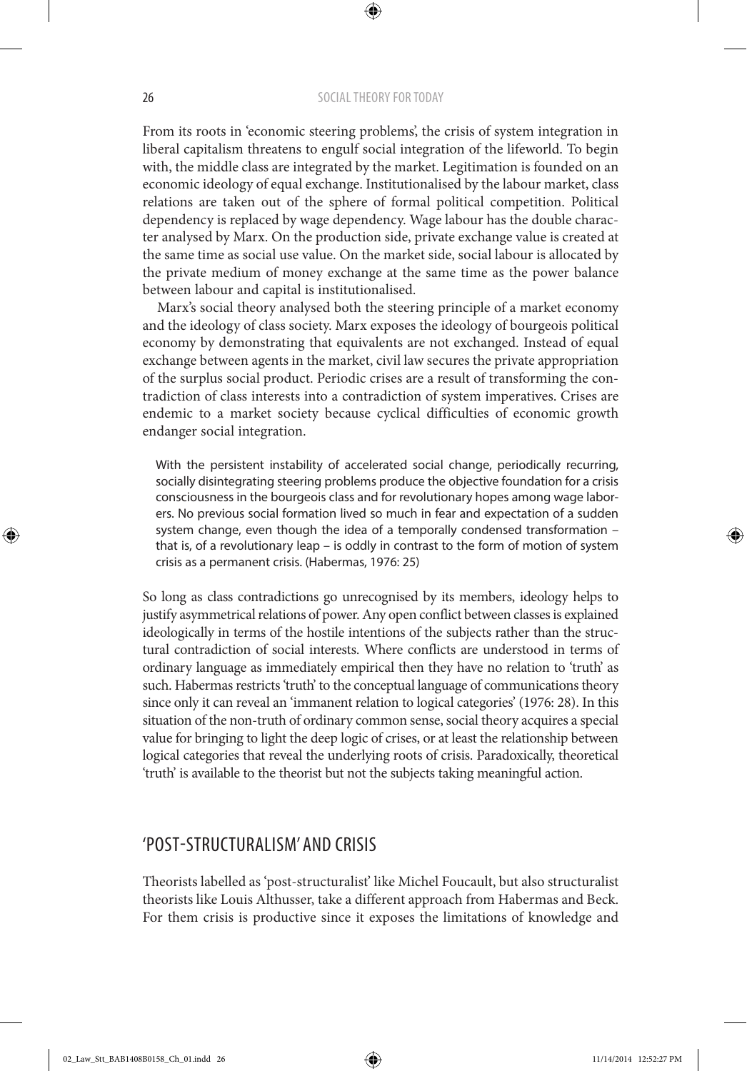From its roots in 'economic steering problems', the crisis of system integration in liberal capitalism threatens to engulf social integration of the lifeworld. To begin with, the middle class are integrated by the market. Legitimation is founded on an economic ideology of equal exchange. Institutionalised by the labour market, class relations are taken out of the sphere of formal political competition. Political dependency is replaced by wage dependency. Wage labour has the double character analysed by Marx. On the production side, private exchange value is created at the same time as social use value. On the market side, social labour is allocated by the private medium of money exchange at the same time as the power balance between labour and capital is institutionalised.

Marx's social theory analysed both the steering principle of a market economy and the ideology of class society. Marx exposes the ideology of bourgeois political economy by demonstrating that equivalents are not exchanged. Instead of equal exchange between agents in the market, civil law secures the private appropriation of the surplus social product. Periodic crises are a result of transforming the contradiction of class interests into a contradiction of system imperatives. Crises are endemic to a market society because cyclical difficulties of economic growth endanger social integration.

> With the persistent instability of accelerated social change, periodically recurring, socially disintegrating steering problems produce the objective foundation for a crisis consciousness in the bourgeois class and for revolutionary hopes among wage laborers. No previous social formation lived so much in fear and expectation of a sudden system change, even though the idea of a temporally condensed transformation – that is, of a revolutionary leap – is oddly in contrast to the form of motion of system crisis as a permanent crisis. (Habermas, 1976: 25)

So long as class contradictions go unrecognised by its members, ideology helps to justify asymmetrical relations of power. Any open conflict between classes is explained ideologically in terms of the hostile intentions of the subjects rather than the structural contradiction of social interests. Where conflicts are understood in terms of ordinary language as immediately empirical then they have no relation to 'truth' as such. Habermas restricts 'truth' to the conceptual language of communications theory since only it can reveal an 'immanent relation to logical categories' (1976: 28). In this situation of the non-truth of ordinary common sense, social theory acquires a special value for bringing to light the deep logic of crises, or at least the relationship between logical categories that reveal the underlying roots of crisis. Paradoxically, theoretical 'truth' is available to the theorist but not the subjects taking meaningful action.

## 'POST-STRUCTURALISM' AND CRISIS

Theorists labelled as 'post-structuralist' like Michel Foucault, but also structuralist theorists like Louis Althusser, take a different approach from Habermas and Beck. For them crisis is productive since it exposes the limitations of knowledge and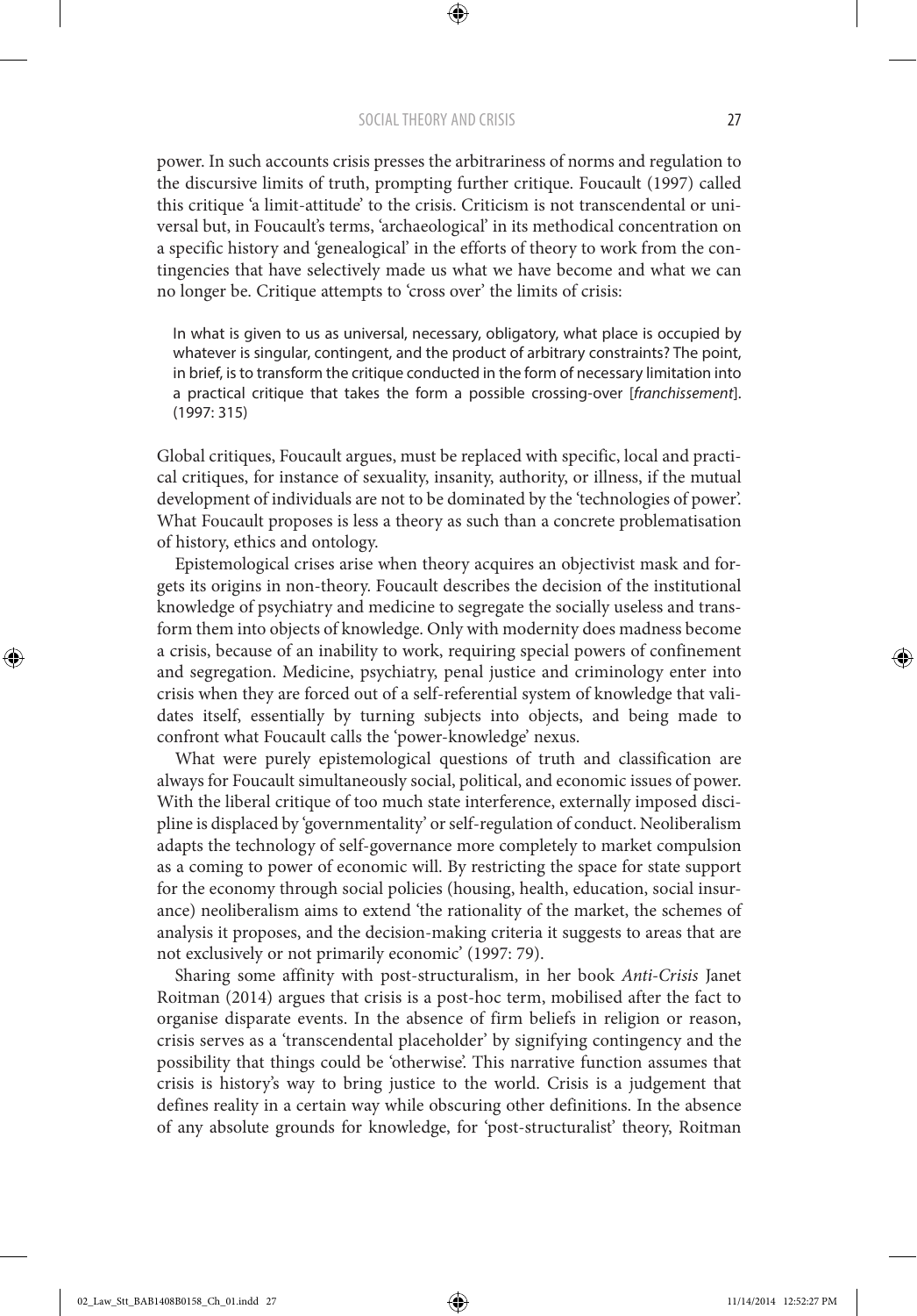power. In such accounts crisis presses the arbitrariness of norms and regulation to the discursive limits of truth, prompting further critique. Foucault (1997) called this critique 'a limit-attitude' to the crisis. Criticism is not transcendental or universal but, in Foucault's terms, 'archaeological' in its methodical concentration on a specific history and 'genealogical' in the efforts of theory to work from the contingencies that have selectively made us what we have become and what we can no longer be. Critique attempts to 'cross over' the limits of crisis:

> In what is given to us as universal, necessary, obligatory, what place is occupied by whatever is singular, contingent, and the product of arbitrary constraints? The point, in brief, is to transform the critique conducted in the form of necessary limitation into a practical critique that takes the form a possible crossing-over [*franchissement*]. (1997: 315)

Global critiques, Foucault argues, must be replaced with specific, local and practical critiques, for instance of sexuality, insanity, authority, or illness, if the mutual development of individuals are not to be dominated by the 'technologies of power'. What Foucault proposes is less a theory as such than a concrete problematisation of history, ethics and ontology.

Epistemological crises arise when theory acquires an objectivist mask and forgets its origins in non-theory. Foucault describes the decision of the institutional knowledge of psychiatry and medicine to segregate the socially useless and transform them into objects of knowledge. Only with modernity does madness become a crisis, because of an inability to work, requiring special powers of confinement and segregation. Medicine, psychiatry, penal justice and criminology enter into crisis when they are forced out of a self-referential system of knowledge that validates itself, essentially by turning subjects into objects, and being made to confront what Foucault calls the 'power-knowledge' nexus.

What were purely epistemological questions of truth and classification are always for Foucault simultaneously social, political, and economic issues of power. With the liberal critique of too much state interference, externally imposed discipline is displaced by 'governmentality' or self-regulation of conduct. Neoliberalism adapts the technology of self-governance more completely to market compulsion as a coming to power of economic will. By restricting the space for state support for the economy through social policies (housing, health, education, social insurance) neoliberalism aims to extend 'the rationality of the market, the schemes of analysis it proposes, and the decision-making criteria it suggests to areas that are not exclusively or not primarily economic' (1997: 79).

Sharing some affinity with post-structuralism, in her book *Anti-Crisis* Janet Roitman (2014) argues that crisis is a post-hoc term, mobilised after the fact to organise disparate events. In the absence of firm beliefs in religion or reason, crisis serves as a 'transcendental placeholder' by signifying contingency and the possibility that things could be 'otherwise'. This narrative function assumes that crisis is history's way to bring justice to the world. Crisis is a judgement that defines reality in a certain way while obscuring other definitions. In the absence of any absolute grounds for knowledge, for 'post-structuralist' theory, Roitman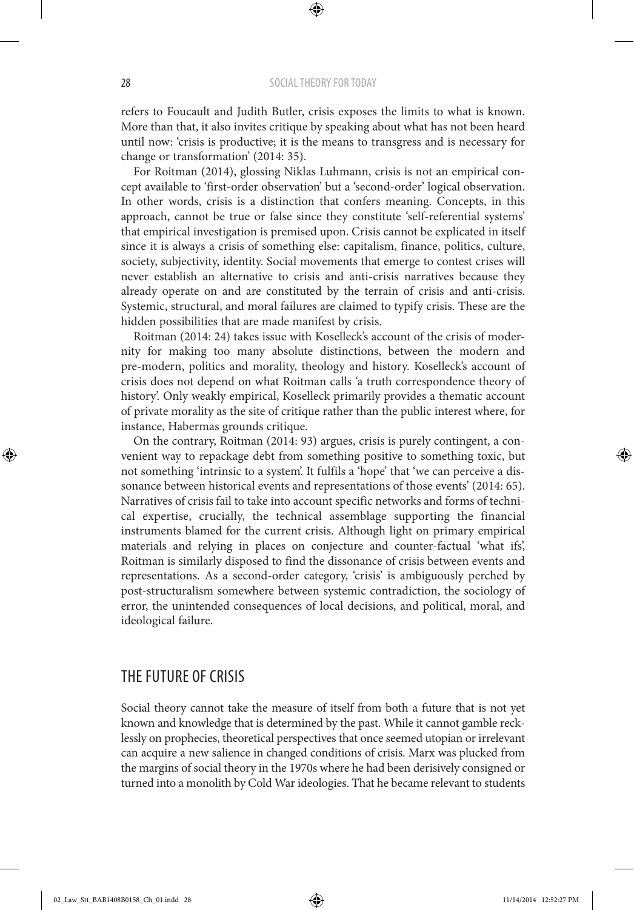refers to Foucault and Judith Butler, crisis exposes the limits to what is known. More than that, it also invites critique by speaking about what has not been heard until now: 'crisis is productive; it is the means to transgress and is necessary for change or transformation' (2014: 35).

For Roitman (2014), glossing Niklas Luhmann, crisis is not an empirical concept available to 'first-order observation' but a 'second-order' logical observation. In other words, crisis is a distinction that confers meaning. Concepts, in this approach, cannot be true or false since they constitute 'self-referential systems' that empirical investigation is premised upon. Crisis cannot be explicated in itself since it is always a crisis of something else: capitalism, finance, politics, culture, society, subjectivity, identity. Social movements that emerge to contest crises will never establish an alternative to crisis and anti-crisis narratives because they already operate on and are constituted by the terrain of crisis and anti-crisis. Systemic, structural, and moral failures are claimed to typify crisis. These are the hidden possibilities that are made manifest by crisis.

Roitman (2014: 24) takes issue with Koselleck's account of the crisis of modernity for making too many absolute distinctions, between the modern and pre-modern, politics and morality, theology and history. Koselleck's account of crisis does not depend on what Roitman calls 'a truth correspondence theory of history'. Only weakly empirical, Koselleck primarily provides a thematic account of private morality as the site of critique rather than the public interest where, for instance, Habermas grounds critique.

On the contrary, Roitman (2014: 93) argues, crisis is purely contingent, a convenient way to repackage debt from something positive to something toxic, but not something 'intrinsic to a system'. It fulfils a 'hope' that 'we can perceive a dissonance between historical events and representations of those events' (2014: 65). Narratives of crisis fail to take into account specific networks and forms of technical expertise, crucially, the technical assemblage supporting the financial instruments blamed for the current crisis. Although light on primary empirical materials and relying in places on conjecture and counter-factual 'what ifs', Roitman is similarly disposed to find the dissonance of crisis between events and representations. As a second-order category, 'crisis' is ambiguously perched by post-structuralism somewhere between systemic contradiction, the sociology of error, the unintended consequences of local decisions, and political, moral, and ideological failure.

## THE FUTURE OF CRISIS

Social theory cannot take the measure of itself from both a future that is not yet known and knowledge that is determined by the past. While it cannot gamble recklessly on prophecies, theoretical perspectives that once seemed utopian or irrelevant can acquire a new salience in changed conditions of crisis. Marx was plucked from the margins of social theory in the 1970s where he had been derisively consigned or turned into a monolith by Cold War ideologies. That he became relevant to students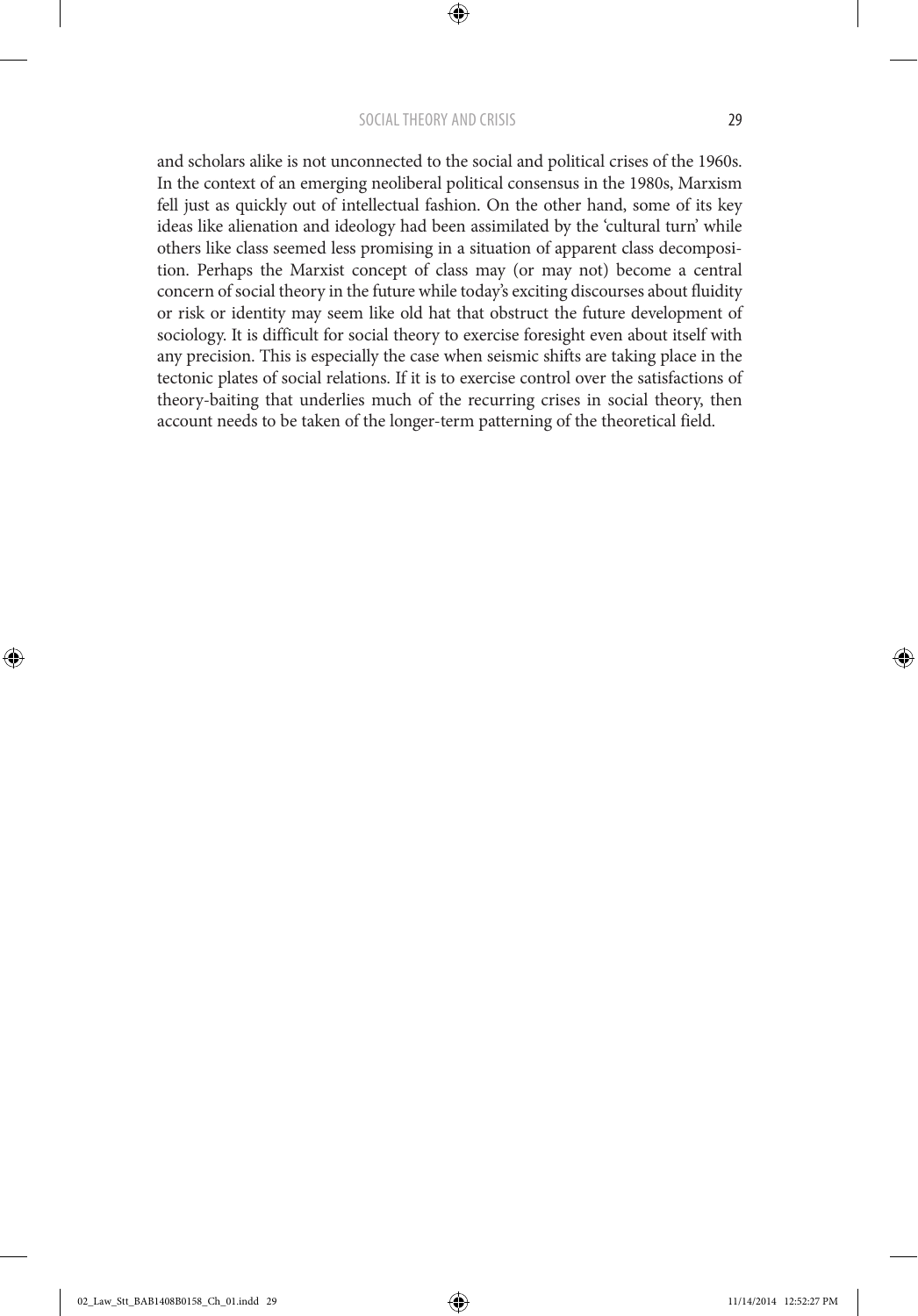and scholars alike is not unconnected to the social and political crises of the 1960s. In the context of an emerging neoliberal political consensus in the 1980s, Marxism fell just as quickly out of intellectual fashion. On the other hand, some of its key ideas like alienation and ideology had been assimilated by the 'cultural turn' while others like class seemed less promising in a situation of apparent class decomposition. Perhaps the Marxist concept of class may (or may not) become a central concern of social theory in the future while today's exciting discourses about fluidity or risk or identity may seem like old hat that obstruct the future development of sociology. It is difficult for social theory to exercise foresight even about itself with any precision. This is especially the case when seismic shifts are taking place in the tectonic plates of social relations. If it is to exercise control over the satisfactions of theory-baiting that underlies much of the recurring crises in social theory, then account needs to be taken of the longer-term patterning of the theoretical field.